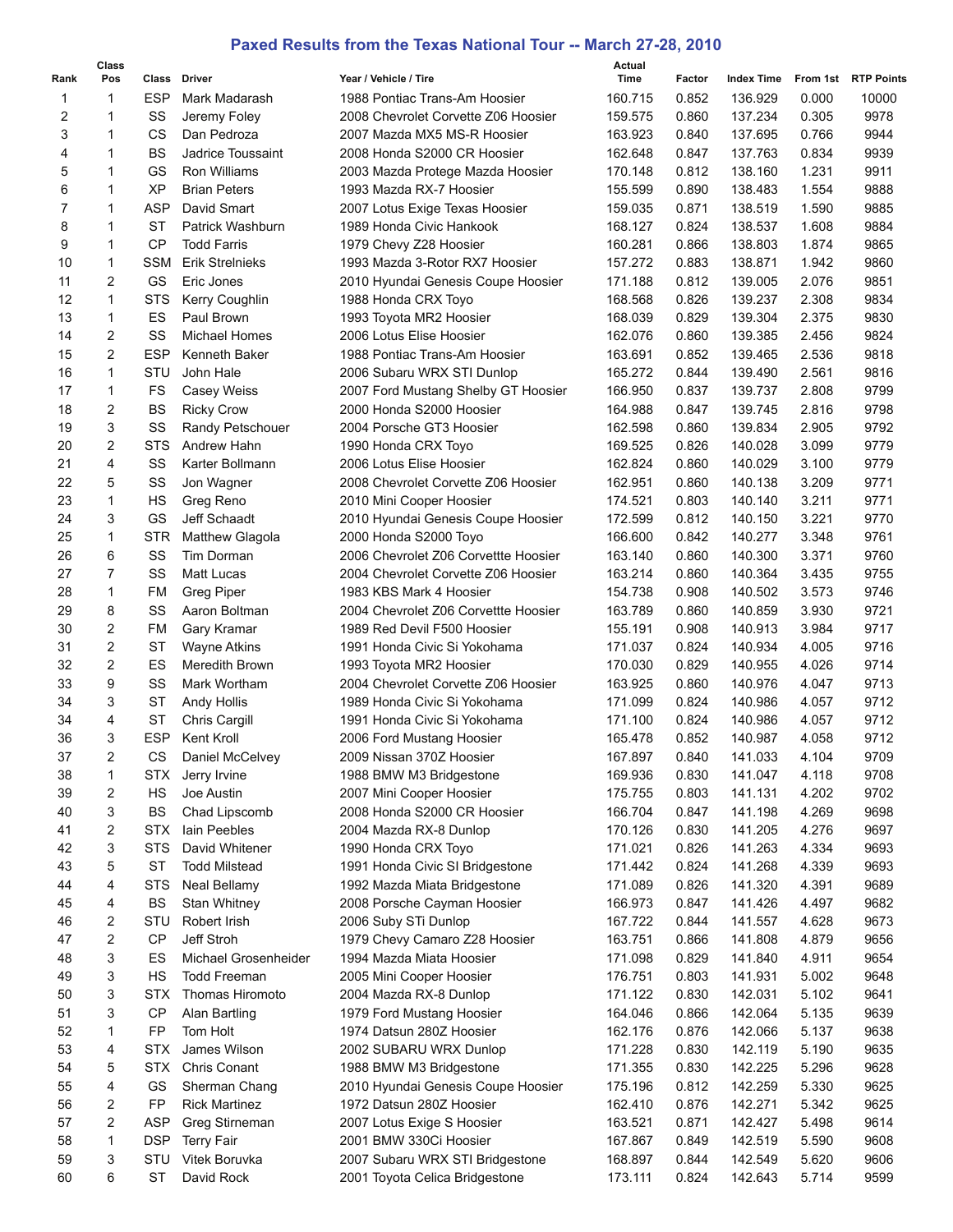# Paxed Results from the Texas National Tour -- March 27-28, 2010

| Rank | Class Pos | Class | Driver | Year / Vehicle / Tire | Actual Time | Factor | Index Time | From 1st | RTP Points |
|---|---|---|---|---|---|---|---|---|---|
| 1 | 1 | ESP | Mark Madarash | 1988 Pontiac Trans-Am Hoosier | 160.715 | 0.852 | 136.929 | 0.000 | 10000 |
| 2 | 1 | SS | Jeremy Foley | 2008 Chevrolet Corvette Z06 Hoosier | 159.575 | 0.860 | 137.234 | 0.305 | 9978 |
| 3 | 1 | CS | Dan Pedroza | 2007 Mazda MX5 MS-R Hoosier | 163.923 | 0.840 | 137.695 | 0.766 | 9944 |
| 4 | 1 | BS | Jadrice Toussaint | 2008 Honda S2000 CR Hoosier | 162.648 | 0.847 | 137.763 | 0.834 | 9939 |
| 5 | 1 | GS | Ron Williams | 2003 Mazda Protege Mazda Hoosier | 170.148 | 0.812 | 138.160 | 1.231 | 9911 |
| 6 | 1 | XP | Brian Peters | 1993 Mazda RX-7 Hoosier | 155.599 | 0.890 | 138.483 | 1.554 | 9888 |
| 7 | 1 | ASP | David Smart | 2007 Lotus Exige Texas Hoosier | 159.035 | 0.871 | 138.519 | 1.590 | 9885 |
| 8 | 1 | ST | Patrick Washburn | 1989 Honda Civic Hankook | 168.127 | 0.824 | 138.537 | 1.608 | 9884 |
| 9 | 1 | CP | Todd Farris | 1979 Chevy Z28 Hoosier | 160.281 | 0.866 | 138.803 | 1.874 | 9865 |
| 10 | 1 | SSM | Erik Strelnieks | 1993 Mazda 3-Rotor RX7 Hoosier | 157.272 | 0.883 | 138.871 | 1.942 | 9860 |
| 11 | 2 | GS | Eric Jones | 2010 Hyundai Genesis Coupe Hoosier | 171.188 | 0.812 | 139.005 | 2.076 | 9851 |
| 12 | 1 | STS | Kerry Coughlin | 1988 Honda CRX Toyo | 168.568 | 0.826 | 139.237 | 2.308 | 9834 |
| 13 | 1 | ES | Paul Brown | 1993 Toyota MR2 Hoosier | 168.039 | 0.829 | 139.304 | 2.375 | 9830 |
| 14 | 2 | SS | Michael Homes | 2006 Lotus Elise Hoosier | 162.076 | 0.860 | 139.385 | 2.456 | 9824 |
| 15 | 2 | ESP | Kenneth Baker | 1988 Pontiac Trans-Am Hoosier | 163.691 | 0.852 | 139.465 | 2.536 | 9818 |
| 16 | 1 | STU | John Hale | 2006 Subaru WRX STI Dunlop | 165.272 | 0.844 | 139.490 | 2.561 | 9816 |
| 17 | 1 | FS | Casey Weiss | 2007 Ford Mustang Shelby GT Hoosier | 166.950 | 0.837 | 139.737 | 2.808 | 9799 |
| 18 | 2 | BS | Ricky Crow | 2000 Honda S2000 Hoosier | 164.988 | 0.847 | 139.745 | 2.816 | 9798 |
| 19 | 3 | SS | Randy Petschouer | 2004 Porsche GT3 Hoosier | 162.598 | 0.860 | 139.834 | 2.905 | 9792 |
| 20 | 2 | STS | Andrew Hahn | 1990 Honda CRX Toyo | 169.525 | 0.826 | 140.028 | 3.099 | 9779 |
| 21 | 4 | SS | Karter Bollmann | 2006 Lotus Elise Hoosier | 162.824 | 0.860 | 140.029 | 3.100 | 9779 |
| 22 | 5 | SS | Jon Wagner | 2008 Chevrolet Corvette Z06 Hoosier | 162.951 | 0.860 | 140.138 | 3.209 | 9771 |
| 23 | 1 | HS | Greg Reno | 2010 Mini Cooper Hoosier | 174.521 | 0.803 | 140.140 | 3.211 | 9771 |
| 24 | 3 | GS | Jeff Schaadt | 2010 Hyundai Genesis Coupe Hoosier | 172.599 | 0.812 | 140.150 | 3.221 | 9770 |
| 25 | 1 | STR | Matthew Glagola | 2000 Honda S2000 Toyo | 166.600 | 0.842 | 140.277 | 3.348 | 9761 |
| 26 | 6 | SS | Tim Dorman | 2006 Chevrolet Z06 Corvettte Hoosier | 163.140 | 0.860 | 140.300 | 3.371 | 9760 |
| 27 | 7 | SS | Matt Lucas | 2004 Chevrolet Corvette Z06 Hoosier | 163.214 | 0.860 | 140.364 | 3.435 | 9755 |
| 28 | 1 | FM | Greg Piper | 1983 KBS Mark 4 Hoosier | 154.738 | 0.908 | 140.502 | 3.573 | 9746 |
| 29 | 8 | SS | Aaron Boltman | 2004 Chevrolet Z06 Corvettte Hoosier | 163.789 | 0.860 | 140.859 | 3.930 | 9721 |
| 30 | 2 | FM | Gary Kramar | 1989 Red Devil F500 Hoosier | 155.191 | 0.908 | 140.913 | 3.984 | 9717 |
| 31 | 2 | ST | Wayne Atkins | 1991 Honda Civic Si Yokohama | 171.037 | 0.824 | 140.934 | 4.005 | 9716 |
| 32 | 2 | ES | Meredith Brown | 1993 Toyota MR2 Hoosier | 170.030 | 0.829 | 140.955 | 4.026 | 9714 |
| 33 | 9 | SS | Mark Wortham | 2004 Chevrolet Corvette Z06 Hoosier | 163.925 | 0.860 | 140.976 | 4.047 | 9713 |
| 34 | 3 | ST | Andy Hollis | 1989 Honda Civic Si Yokohama | 171.099 | 0.824 | 140.986 | 4.057 | 9712 |
| 34 | 4 | ST | Chris Cargill | 1991 Honda Civic Si Yokohama | 171.100 | 0.824 | 140.986 | 4.057 | 9712 |
| 36 | 3 | ESP | Kent Kroll | 2006 Ford Mustang Hoosier | 165.478 | 0.852 | 140.987 | 4.058 | 9712 |
| 37 | 2 | CS | Daniel McCelvey | 2009 Nissan 370Z Hoosier | 167.897 | 0.840 | 141.033 | 4.104 | 9709 |
| 38 | 1 | STX | Jerry Irvine | 1988 BMW M3 Bridgestone | 169.936 | 0.830 | 141.047 | 4.118 | 9708 |
| 39 | 2 | HS | Joe Austin | 2007 Mini Cooper Hoosier | 175.755 | 0.803 | 141.131 | 4.202 | 9702 |
| 40 | 3 | BS | Chad Lipscomb | 2008 Honda S2000 CR Hoosier | 166.704 | 0.847 | 141.198 | 4.269 | 9698 |
| 41 | 2 | STX | Iain Peebles | 2004 Mazda RX-8 Dunlop | 170.126 | 0.830 | 141.205 | 4.276 | 9697 |
| 42 | 3 | STS | David Whitener | 1990 Honda CRX Toyo | 171.021 | 0.826 | 141.263 | 4.334 | 9693 |
| 43 | 5 | ST | Todd Milstead | 1991 Honda Civic SI Bridgestone | 171.442 | 0.824 | 141.268 | 4.339 | 9693 |
| 44 | 4 | STS | Neal Bellamy | 1992 Mazda Miata Bridgestone | 171.089 | 0.826 | 141.320 | 4.391 | 9689 |
| 45 | 4 | BS | Stan Whitney | 2008 Porsche Cayman Hoosier | 166.973 | 0.847 | 141.426 | 4.497 | 9682 |
| 46 | 2 | STU | Robert Irish | 2006 Suby STi Dunlop | 167.722 | 0.844 | 141.557 | 4.628 | 9673 |
| 47 | 2 | CP | Jeff Stroh | 1979 Chevy Camaro Z28 Hoosier | 163.751 | 0.866 | 141.808 | 4.879 | 9656 |
| 48 | 3 | ES | Michael Grosenheider | 1994 Mazda Miata Hoosier | 171.098 | 0.829 | 141.840 | 4.911 | 9654 |
| 49 | 3 | HS | Todd Freeman | 2005 Mini Cooper Hoosier | 176.751 | 0.803 | 141.931 | 5.002 | 9648 |
| 50 | 3 | STX | Thomas Hiromoto | 2004 Mazda RX-8 Dunlop | 171.122 | 0.830 | 142.031 | 5.102 | 9641 |
| 51 | 3 | CP | Alan Bartling | 1979 Ford Mustang Hoosier | 164.046 | 0.866 | 142.064 | 5.135 | 9639 |
| 52 | 1 | FP | Tom Holt | 1974 Datsun 280Z Hoosier | 162.176 | 0.876 | 142.066 | 5.137 | 9638 |
| 53 | 4 | STX | James Wilson | 2002 SUBARU WRX Dunlop | 171.228 | 0.830 | 142.119 | 5.190 | 9635 |
| 54 | 5 | STX | Chris Conant | 1988 BMW M3 Bridgestone | 171.355 | 0.830 | 142.225 | 5.296 | 9628 |
| 55 | 4 | GS | Sherman Chang | 2010 Hyundai Genesis Coupe Hoosier | 175.196 | 0.812 | 142.259 | 5.330 | 9625 |
| 56 | 2 | FP | Rick Martinez | 1972 Datsun 280Z Hoosier | 162.410 | 0.876 | 142.271 | 5.342 | 9625 |
| 57 | 2 | ASP | Greg Stirneman | 2007 Lotus Exige S Hoosier | 163.521 | 0.871 | 142.427 | 5.498 | 9614 |
| 58 | 1 | DSP | Terry Fair | 2001 BMW 330Ci Hoosier | 167.867 | 0.849 | 142.519 | 5.590 | 9608 |
| 59 | 3 | STU | Vitek Boruvka | 2007 Subaru WRX STI Bridgestone | 168.897 | 0.844 | 142.549 | 5.620 | 9606 |
| 60 | 6 | ST | David Rock | 2001 Toyota Celica Bridgestone | 173.111 | 0.824 | 142.643 | 5.714 | 9599 |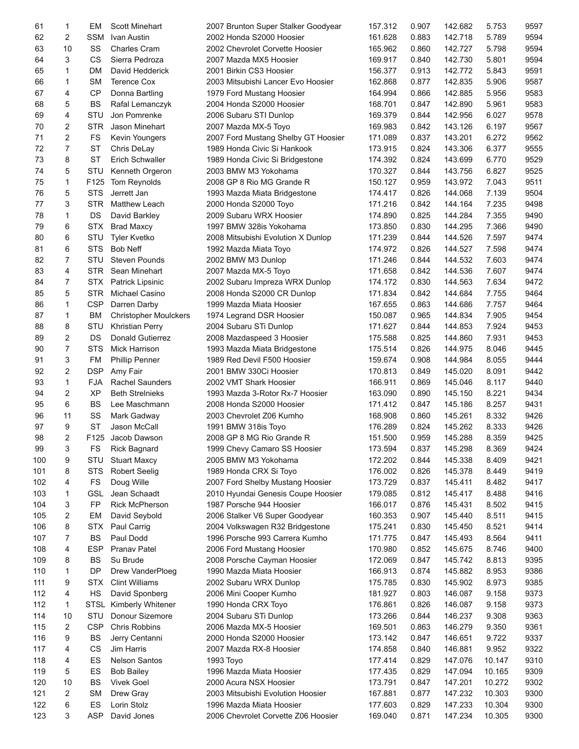| 61 | 1 | EM | Scott Minehart | 2007 Brunton Super Stalker Goodyear | 157.312 | 0.907 | 142.682 | 5.753 | 9597 |
|---|---|---|---|---|---|---|---|---|---|
| 62 | 2 | SSM | Ivan Austin | 2002 Honda S2000 Hoosier | 161.628 | 0.883 | 142.718 | 5.789 | 9594 |
| 63 | 10 | SS | Charles Cram | 2002 Chevrolet Corvette Hoosier | 165.962 | 0.860 | 142.727 | 5.798 | 9594 |
| 64 | 3 | CS | Sierra Pedroza | 2007 Mazda MX5 Hoosier | 169.917 | 0.840 | 142.730 | 5.801 | 9594 |
| 65 | 1 | DM | David Hedderick | 2001 Birkin CS3 Hoosier | 156.377 | 0.913 | 142.772 | 5.843 | 9591 |
| 66 | 1 | SM | Terence Cox | 2003 Mitsubishi Lancer Evo Hoosier | 162.868 | 0.877 | 142.835 | 5.906 | 9587 |
| 67 | 4 | CP | Donna Bartling | 1979 Ford Mustang Hoosier | 164.994 | 0.866 | 142.885 | 5.956 | 9583 |
| 68 | 5 | BS | Rafal Lemanczyk | 2004 Honda S2000 Hoosier | 168.701 | 0.847 | 142.890 | 5.961 | 9583 |
| 69 | 4 | STU | Jon Pomrenke | 2006 Subaru STI Dunlop | 169.379 | 0.844 | 142.956 | 6.027 | 9578 |
| 70 | 2 | STR | Jason Minehart | 2007 Mazda MX-5 Toyo | 169.983 | 0.842 | 143.126 | 6.197 | 9567 |
| 71 | 2 | FS | Kevin Youngers | 2007 Ford Mustang Shelby GT Hoosier | 171.089 | 0.837 | 143.201 | 6.272 | 9562 |
| 72 | 7 | ST | Chris DeLay | 1989 Honda Civic Si Hankook | 173.915 | 0.824 | 143.306 | 6.377 | 9555 |
| 73 | 8 | ST | Erich Schwaller | 1989 Honda Civic Si Bridgestone | 174.392 | 0.824 | 143.699 | 6.770 | 9529 |
| 74 | 5 | STU | Kenneth Orgeron | 2003 BMW M3 Yokohama | 170.327 | 0.844 | 143.756 | 6.827 | 9525 |
| 75 | 1 | F125 | Tom Reynolds | 2008 GP 8 Rio MG Grande R | 150.127 | 0.959 | 143.972 | 7.043 | 9511 |
| 76 | 5 | STS | Jerrett Jan | 1993 Mazda Miata Bridgestone | 174.417 | 0.826 | 144.068 | 7.139 | 9504 |
| 77 | 3 | STR | Matthew Leach | 2000 Honda S2000 Toyo | 171.216 | 0.842 | 144.164 | 7.235 | 9498 |
| 78 | 1 | DS | David Barkley | 2009 Subaru WRX Hoosier | 174.890 | 0.825 | 144.284 | 7.355 | 9490 |
| 79 | 6 | STX | Brad Maxcy | 1997 BMW 328is Yokohama | 173.850 | 0.830 | 144.295 | 7.366 | 9490 |
| 80 | 6 | STU | Tyler Kvetko | 2008 Mitsubishi Evolution X Dunlop | 171.239 | 0.844 | 144.526 | 7.597 | 9474 |
| 81 | 6 | STS | Bob Neff | 1992 Mazda Miata Toyo | 174.972 | 0.826 | 144.527 | 7.598 | 9474 |
| 82 | 7 | STU | Steven Pounds | 2002 BMW M3 Dunlop | 171.246 | 0.844 | 144.532 | 7.603 | 9474 |
| 83 | 4 | STR | Sean Minehart | 2007 Mazda MX-5 Toyo | 171.658 | 0.842 | 144.536 | 7.607 | 9474 |
| 84 | 7 | STX | Patrick Lipsinic | 2002 Subaru Impreza WRX Dunlop | 174.172 | 0.830 | 144.563 | 7.634 | 9472 |
| 85 | 5 | STR | Michael Casino | 2008 Honda S2000 CR Dunlop | 171.834 | 0.842 | 144.684 | 7.755 | 9464 |
| 86 | 1 | CSP | Darren Darby | 1999 Mazda Miata Hoosier | 167.655 | 0.863 | 144.686 | 7.757 | 9464 |
| 87 | 1 | BM | Christopher Moulckers | 1974 Legrand DSR Hoosier | 150.087 | 0.965 | 144.834 | 7.905 | 9454 |
| 88 | 8 | STU | Khristian Perry | 2004 Subaru STi Dunlop | 171.627 | 0.844 | 144.853 | 7.924 | 9453 |
| 89 | 2 | DS | Donald Gutierrez | 2008 Mazdaspeed 3 Hoosier | 175.588 | 0.825 | 144.860 | 7.931 | 9453 |
| 90 | 7 | STS | Mick Harrison | 1993 Mazda Miata Bridgestone | 175.514 | 0.826 | 144.975 | 8.046 | 9445 |
| 91 | 3 | FM | Phillip Penner | 1989 Red Devil F500 Hoosier | 159.674 | 0.908 | 144.984 | 8.055 | 9444 |
| 92 | 2 | DSP | Amy Fair | 2001 BMW 330Ci Hoosier | 170.813 | 0.849 | 145.020 | 8.091 | 9442 |
| 93 | 1 | FJA | Rachel Saunders | 2002 VMT Shark Hoosier | 166.911 | 0.869 | 145.046 | 8.117 | 9440 |
| 94 | 2 | XP | Beth Strelnieks | 1993 Mazda 3-Rotor Rx-7 Hoosier | 163.090 | 0.890 | 145.150 | 8.221 | 9434 |
| 95 | 6 | BS | Lee Maschmann | 2008 Honda S2000 Hoosier | 171.412 | 0.847 | 145.186 | 8.257 | 9431 |
| 96 | 11 | SS | Mark Gadway | 2003 Chevrolet Z06 Kumho | 168.908 | 0.860 | 145.261 | 8.332 | 9426 |
| 97 | 9 | ST | Jason McCall | 1991 BMW 318is Toyo | 176.289 | 0.824 | 145.262 | 8.333 | 9426 |
| 98 | 2 | F125 | Jacob Dawson | 2008 GP 8 MG Rio Grande R | 151.500 | 0.959 | 145.288 | 8.359 | 9425 |
| 99 | 3 | FS | Rick Bagnard | 1999 Chevy Camaro SS Hoosier | 173.594 | 0.837 | 145.298 | 8.369 | 9424 |
| 100 | 9 | STU | Stuart Maxcy | 2005 BMW M3 Yokohama | 172.202 | 0.844 | 145.338 | 8.409 | 9421 |
| 101 | 8 | STS | Robert Seelig | 1989 Honda CRX Si Toyo | 176.002 | 0.826 | 145.378 | 8.449 | 9419 |
| 102 | 4 | FS | Doug Wille | 2007 Ford Shelby Mustang Hoosier | 173.729 | 0.837 | 145.411 | 8.482 | 9417 |
| 103 | 1 | GSL | Jean Schaadt | 2010 Hyundai Genesis Coupe Hoosier | 179.085 | 0.812 | 145.417 | 8.488 | 9416 |
| 104 | 3 | FP | Rick McPherson | 1987 Porsche 944 Hoosier | 166.017 | 0.876 | 145.431 | 8.502 | 9415 |
| 105 | 2 | EM | David Seybold | 2006 Stalker V6 Super Goodyear | 160.353 | 0.907 | 145.440 | 8.511 | 9415 |
| 106 | 8 | STX | Paul Carrig | 2004 Volkswagen R32 Bridgestone | 175.241 | 0.830 | 145.450 | 8.521 | 9414 |
| 107 | 7 | BS | Paul Dodd | 1996 Porsche 993 Carrera Kumho | 171.775 | 0.847 | 145.493 | 8.564 | 9411 |
| 108 | 4 | ESP | Pranav Patel | 2006 Ford Mustang Hoosier | 170.980 | 0.852 | 145.675 | 8.746 | 9400 |
| 109 | 8 | BS | Su Brude | 2008 Porsche Cayman Hoosier | 172.069 | 0.847 | 145.742 | 8.813 | 9395 |
| 110 | 1 | DP | Drew VanderPloeg | 1990 Mazda Miata Hoosier | 166.913 | 0.874 | 145.882 | 8.953 | 9386 |
| 111 | 9 | STX | Clint Williams | 2002 Subaru WRX Dunlop | 175.785 | 0.830 | 145.902 | 8.973 | 9385 |
| 112 | 4 | HS | David Sponberg | 2006 Mini Cooper Kumho | 181.927 | 0.803 | 146.087 | 9.158 | 9373 |
| 112 | 1 | STSL | Kimberly Whitener | 1990 Honda CRX Toyo | 176.861 | 0.826 | 146.087 | 9.158 | 9373 |
| 114 | 10 | STU | Donour Sizemore | 2004 Subaru STi Dunlop | 173.266 | 0.844 | 146.237 | 9.308 | 9363 |
| 115 | 2 | CSP | Chris Robbins | 2006 Mazda MX-5 Hoosier | 169.501 | 0.863 | 146.279 | 9.350 | 9361 |
| 116 | 9 | BS | Jerry Centanni | 2000 Honda S2000 Hoosier | 173.142 | 0.847 | 146.651 | 9.722 | 9337 |
| 117 | 4 | CS | Jim Harris | 2007 Mazda RX-8 Hoosier | 174.858 | 0.840 | 146.881 | 9.952 | 9322 |
| 118 | 4 | ES | Nelson Santos | 1993 Toyo | 177.414 | 0.829 | 147.076 | 10.147 | 9310 |
| 119 | 5 | ES | Bob Bailey | 1996 Mazda Miata Hoosier | 177.435 | 0.829 | 147.094 | 10.165 | 9309 |
| 120 | 10 | BS | Vivek Goel | 2000 Acura NSX Hoosier | 173.791 | 0.847 | 147.201 | 10.272 | 9302 |
| 121 | 2 | SM | Drew Gray | 2003 Mitsubishi Evolution Hoosier | 167.881 | 0.877 | 147.232 | 10.303 | 9300 |
| 122 | 6 | ES | Lorin Stolz | 1996 Mazda Miata Hoosier | 177.603 | 0.829 | 147.233 | 10.304 | 9300 |
| 123 | 3 | ASP | David Jones | 2006 Chevrolet Corvette Z06 Hoosier | 169.040 | 0.871 | 147.234 | 10.305 | 9300 |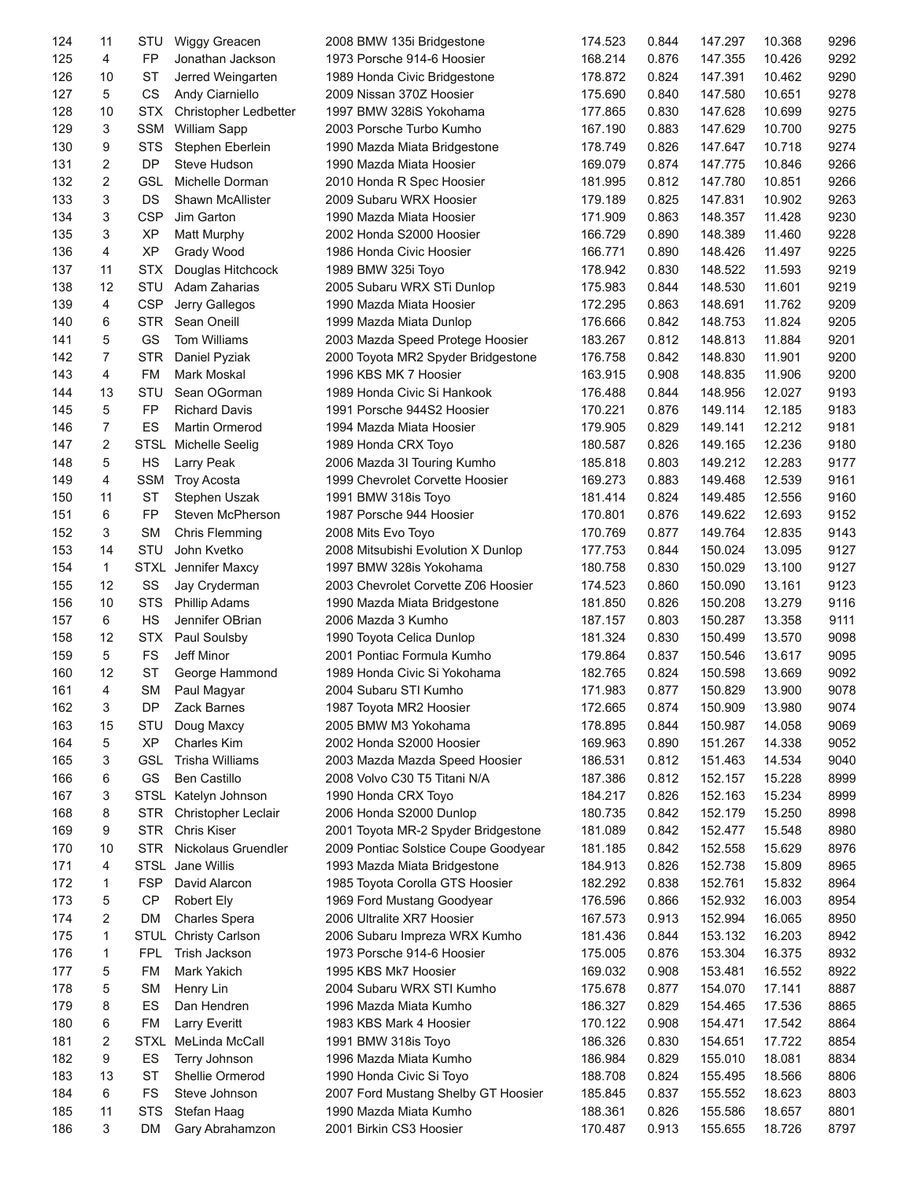| | | | | | | | | | |
|---|---|---|---|---|---|---|---|---|---|
| 124 | 11 | STU | Wiggy Greacen | 2008 BMW 135i Bridgestone | 174.523 | 0.844 | 147.297 | 10.368 | 9296 |
| 125 | 4 | FP | Jonathan Jackson | 1973 Porsche 914-6 Hoosier | 168.214 | 0.876 | 147.355 | 10.426 | 9292 |
| 126 | 10 | ST | Jerred Weingarten | 1989 Honda Civic Bridgestone | 178.872 | 0.824 | 147.391 | 10.462 | 9290 |
| 127 | 5 | CS | Andy Ciarniello | 2009 Nissan 370Z Hoosier | 175.690 | 0.840 | 147.580 | 10.651 | 9278 |
| 128 | 10 | STX | Christopher Ledbetter | 1997 BMW 328iS Yokohama | 177.865 | 0.830 | 147.628 | 10.699 | 9275 |
| 129 | 3 | SSM | William Sapp | 2003 Porsche Turbo Kumho | 167.190 | 0.883 | 147.629 | 10.700 | 9275 |
| 130 | 9 | STS | Stephen Eberlein | 1990 Mazda Miata Bridgestone | 178.749 | 0.826 | 147.647 | 10.718 | 9274 |
| 131 | 2 | DP | Steve Hudson | 1990 Mazda Miata Hoosier | 169.079 | 0.874 | 147.775 | 10.846 | 9266 |
| 132 | 2 | GSL | Michelle Dorman | 2010 Honda R Spec Hoosier | 181.995 | 0.812 | 147.780 | 10.851 | 9266 |
| 133 | 3 | DS | Shawn McAllister | 2009 Subaru WRX Hoosier | 179.189 | 0.825 | 147.831 | 10.902 | 9263 |
| 134 | 3 | CSP | Jim Garton | 1990 Mazda Miata Hoosier | 171.909 | 0.863 | 148.357 | 11.428 | 9230 |
| 135 | 3 | XP | Matt Murphy | 2002 Honda S2000 Hoosier | 166.729 | 0.890 | 148.389 | 11.460 | 9228 |
| 136 | 4 | XP | Grady Wood | 1986 Honda Civic Hoosier | 166.771 | 0.890 | 148.426 | 11.497 | 9225 |
| 137 | 11 | STX | Douglas Hitchcock | 1989 BMW 325i Toyo | 178.942 | 0.830 | 148.522 | 11.593 | 9219 |
| 138 | 12 | STU | Adam Zaharias | 2005 Subaru WRX STi Dunlop | 175.983 | 0.844 | 148.530 | 11.601 | 9219 |
| 139 | 4 | CSP | Jerry Gallegos | 1990 Mazda Miata Hoosier | 172.295 | 0.863 | 148.691 | 11.762 | 9209 |
| 140 | 6 | STR | Sean Oneill | 1999 Mazda Miata Dunlop | 176.666 | 0.842 | 148.753 | 11.824 | 9205 |
| 141 | 5 | GS | Tom Williams | 2003 Mazda Speed Protege Hoosier | 183.267 | 0.812 | 148.813 | 11.884 | 9201 |
| 142 | 7 | STR | Daniel Pyziak | 2000 Toyota MR2 Spyder Bridgestone | 176.758 | 0.842 | 148.830 | 11.901 | 9200 |
| 143 | 4 | FM | Mark Moskal | 1996 KBS MK 7 Hoosier | 163.915 | 0.908 | 148.835 | 11.906 | 9200 |
| 144 | 13 | STU | Sean OGorman | 1989 Honda Civic Si Hankook | 176.488 | 0.844 | 148.956 | 12.027 | 9193 |
| 145 | 5 | FP | Richard Davis | 1991 Porsche 944S2 Hoosier | 170.221 | 0.876 | 149.114 | 12.185 | 9183 |
| 146 | 7 | ES | Martin Ormerod | 1994 Mazda Miata Hoosier | 179.905 | 0.829 | 149.141 | 12.212 | 9181 |
| 147 | 2 | STSL | Michelle Seelig | 1989 Honda CRX Toyo | 180.587 | 0.826 | 149.165 | 12.236 | 9180 |
| 148 | 5 | HS | Larry Peak | 2006 Mazda 3I Touring Kumho | 185.818 | 0.803 | 149.212 | 12.283 | 9177 |
| 149 | 4 | SSM | Troy Acosta | 1999 Chevrolet Corvette Hoosier | 169.273 | 0.883 | 149.468 | 12.539 | 9161 |
| 150 | 11 | ST | Stephen Uszak | 1991 BMW 318is Toyo | 181.414 | 0.824 | 149.485 | 12.556 | 9160 |
| 151 | 6 | FP | Steven McPherson | 1987 Porsche 944 Hoosier | 170.801 | 0.876 | 149.622 | 12.693 | 9152 |
| 152 | 3 | SM | Chris Flemming | 2008 Mits Evo Toyo | 170.769 | 0.877 | 149.764 | 12.835 | 9143 |
| 153 | 14 | STU | John Kvetko | 2008 Mitsubishi Evolution X Dunlop | 177.753 | 0.844 | 150.024 | 13.095 | 9127 |
| 154 | 1 | STXL | Jennifer Maxcy | 1997 BMW 328is Yokohama | 180.758 | 0.830 | 150.029 | 13.100 | 9127 |
| 155 | 12 | SS | Jay Cryderman | 2003 Chevrolet Corvette Z06 Hoosier | 174.523 | 0.860 | 150.090 | 13.161 | 9123 |
| 156 | 10 | STS | Phillip Adams | 1990 Mazda Miata Bridgestone | 181.850 | 0.826 | 150.208 | 13.279 | 9116 |
| 157 | 6 | HS | Jennifer OBrian | 2006 Mazda 3 Kumho | 187.157 | 0.803 | 150.287 | 13.358 | 9111 |
| 158 | 12 | STX | Paul Soulsby | 1990 Toyota Celica Dunlop | 181.324 | 0.830 | 150.499 | 13.570 | 9098 |
| 159 | 5 | FS | Jeff Minor | 2001 Pontiac Formula Kumho | 179.864 | 0.837 | 150.546 | 13.617 | 9095 |
| 160 | 12 | ST | George Hammond | 1989 Honda Civic Si Yokohama | 182.765 | 0.824 | 150.598 | 13.669 | 9092 |
| 161 | 4 | SM | Paul Magyar | 2004 Subaru STI Kumho | 171.983 | 0.877 | 150.829 | 13.900 | 9078 |
| 162 | 3 | DP | Zack Barnes | 1987 Toyota MR2 Hoosier | 172.665 | 0.874 | 150.909 | 13.980 | 9074 |
| 163 | 15 | STU | Doug Maxcy | 2005 BMW M3 Yokohama | 178.895 | 0.844 | 150.987 | 14.058 | 9069 |
| 164 | 5 | XP | Charles Kim | 2002 Honda S2000 Hoosier | 169.963 | 0.890 | 151.267 | 14.338 | 9052 |
| 165 | 3 | GSL | Trisha Williams | 2003 Mazda Mazda Speed Hoosier | 186.531 | 0.812 | 151.463 | 14.534 | 9040 |
| 166 | 6 | GS | Ben Castillo | 2008 Volvo C30 T5 Titani N/A | 187.386 | 0.812 | 152.157 | 15.228 | 8999 |
| 167 | 3 | STSL | Katelyn Johnson | 1990 Honda CRX Toyo | 184.217 | 0.826 | 152.163 | 15.234 | 8999 |
| 168 | 8 | STR | Christopher Leclair | 2006 Honda S2000 Dunlop | 180.735 | 0.842 | 152.179 | 15.250 | 8998 |
| 169 | 9 | STR | Chris Kiser | 2001 Toyota MR-2 Spyder Bridgestone | 181.089 | 0.842 | 152.477 | 15.548 | 8980 |
| 170 | 10 | STR | Nickolaus Gruendler | 2009 Pontiac Solstice Coupe Goodyear | 181.185 | 0.842 | 152.558 | 15.629 | 8976 |
| 171 | 4 | STSL | Jane Willis | 1993 Mazda Miata Bridgestone | 184.913 | 0.826 | 152.738 | 15.809 | 8965 |
| 172 | 1 | FSP | David Alarcon | 1985 Toyota Corolla GTS Hoosier | 182.292 | 0.838 | 152.761 | 15.832 | 8964 |
| 173 | 5 | CP | Robert Ely | 1969 Ford Mustang Goodyear | 176.596 | 0.866 | 152.932 | 16.003 | 8954 |
| 174 | 2 | DM | Charles Spera | 2006 Ultralite XR7 Hoosier | 167.573 | 0.913 | 152.994 | 16.065 | 8950 |
| 175 | 1 | STUL | Christy Carlson | 2006 Subaru Impreza WRX Kumho | 181.436 | 0.844 | 153.132 | 16.203 | 8942 |
| 176 | 1 | FPL | Trish Jackson | 1973 Porsche 914-6 Hoosier | 175.005 | 0.876 | 153.304 | 16.375 | 8932 |
| 177 | 5 | FM | Mark Yakich | 1995 KBS Mk7 Hoosier | 169.032 | 0.908 | 153.481 | 16.552 | 8922 |
| 178 | 5 | SM | Henry Lin | 2004 Subaru WRX STI Kumho | 175.678 | 0.877 | 154.070 | 17.141 | 8887 |
| 179 | 8 | ES | Dan Hendren | 1996 Mazda Miata Kumho | 186.327 | 0.829 | 154.465 | 17.536 | 8865 |
| 180 | 6 | FM | Larry Everitt | 1983 KBS Mark 4 Hoosier | 170.122 | 0.908 | 154.471 | 17.542 | 8864 |
| 181 | 2 | STXL | MeLinda McCall | 1991 BMW 318is Toyo | 186.326 | 0.830 | 154.651 | 17.722 | 8854 |
| 182 | 9 | ES | Terry Johnson | 1996 Mazda Miata Kumho | 186.984 | 0.829 | 155.010 | 18.081 | 8834 |
| 183 | 13 | ST | Shellie Ormerod | 1990 Honda Civic Si Toyo | 188.708 | 0.824 | 155.495 | 18.566 | 8806 |
| 184 | 6 | FS | Steve Johnson | 2007 Ford Mustang Shelby GT Hoosier | 185.845 | 0.837 | 155.552 | 18.623 | 8803 |
| 185 | 11 | STS | Stefan Haag | 1990 Mazda Miata Kumho | 188.361 | 0.826 | 155.586 | 18.657 | 8801 |
| 186 | 3 | DM | Gary Abrahamzon | 2001 Birkin CS3 Hoosier | 170.487 | 0.913 | 155.655 | 18.726 | 8797 |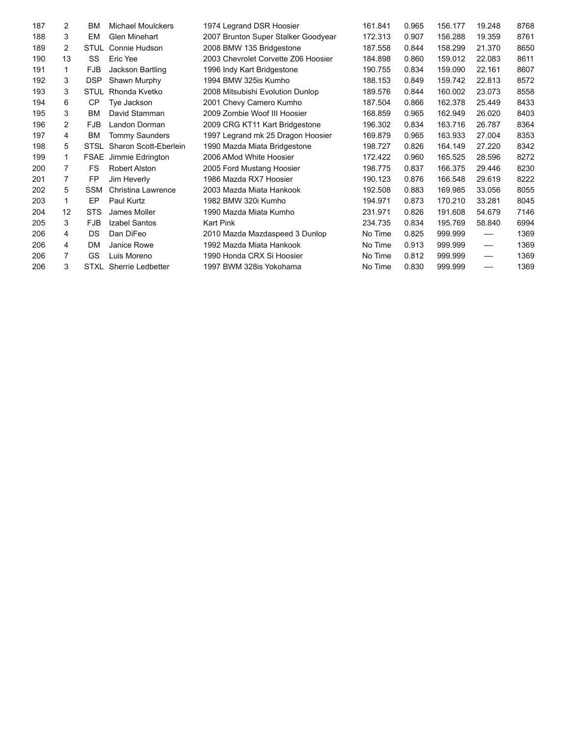| | | | | | | | | | |
|---|---|---|---|---|---|---|---|---|---|
| 187 | 2 | BM | Michael Moulckers | 1974 Legrand DSR Hoosier | 161.841 | 0.965 | 156.177 | 19.248 | 8768 |
| 188 | 3 | EM | Glen Minehart | 2007 Brunton Super Stalker Goodyear | 172.313 | 0.907 | 156.288 | 19.359 | 8761 |
| 189 | 2 | STUL | Connie Hudson | 2008 BMW 135 Bridgestone | 187.558 | 0.844 | 158.299 | 21.370 | 8650 |
| 190 | 13 | SS | Eric Yee | 2003 Chevrolet Corvette Z06 Hoosier | 184.898 | 0.860 | 159.012 | 22.083 | 8611 |
| 191 | 1 | FJB | Jackson Bartling | 1996 Indy Kart Bridgestone | 190.755 | 0.834 | 159.090 | 22.161 | 8607 |
| 192 | 3 | DSP | Shawn Murphy | 1994 BMW 325is Kumho | 188.153 | 0.849 | 159.742 | 22.813 | 8572 |
| 193 | 3 | STUL | Rhonda Kvetko | 2008 Mitsubishi Evolution Dunlop | 189.576 | 0.844 | 160.002 | 23.073 | 8558 |
| 194 | 6 | CP | Tye Jackson | 2001 Chevy Camero Kumho | 187.504 | 0.866 | 162.378 | 25.449 | 8433 |
| 195 | 3 | BM | David Stamman | 2009 Zombie Woof III Hoosier | 168.859 | 0.965 | 162.949 | 26.020 | 8403 |
| 196 | 2 | FJB | Landon Dorman | 2009 CRG KT11 Kart Bridgestone | 196.302 | 0.834 | 163.716 | 26.787 | 8364 |
| 197 | 4 | BM | Tommy Saunders | 1997 Legrand mk 25 Dragon Hoosier | 169.879 | 0.965 | 163.933 | 27.004 | 8353 |
| 198 | 5 | STSL | Sharon Scott-Eberlein | 1990 Mazda Miata Bridgestone | 198.727 | 0.826 | 164.149 | 27.220 | 8342 |
| 199 | 1 | FSAE | Jimmie Edrington | 2006 AMod White Hoosier | 172.422 | 0.960 | 165.525 | 28.596 | 8272 |
| 200 | 7 | FS | Robert Alston | 2005 Ford Mustang Hoosier | 198.775 | 0.837 | 166.375 | 29.446 | 8230 |
| 201 | 7 | FP | Jim Heverly | 1986 Mazda RX7 Hoosier | 190.123 | 0.876 | 166.548 | 29.619 | 8222 |
| 202 | 5 | SSM | Christina Lawrence | 2003 Mazda Miata Hankook | 192.508 | 0.883 | 169.985 | 33.056 | 8055 |
| 203 | 1 | EP | Paul Kurtz | 1982 BMW 320i Kumho | 194.971 | 0.873 | 170.210 | 33.281 | 8045 |
| 204 | 12 | STS | James Moller | 1990 Mazda Miata Kumho | 231.971 | 0.826 | 191.608 | 54.679 | 7146 |
| 205 | 3 | FJB | Izabel Santos | Kart Pink | 234.735 | 0.834 | 195.769 | 58.840 | 6994 |
| 206 | 4 | DS | Dan DiFeo | 2010 Mazda Mazdaspeed 3 Dunlop | No Time | 0.825 | 999.999 | — | 1369 |
| 206 | 4 | DM | Janice Rowe | 1992 Mazda Miata Hankook | No Time | 0.913 | 999.999 | — | 1369 |
| 206 | 7 | GS | Luis Moreno | 1990 Honda CRX Si Hoosier | No Time | 0.812 | 999.999 | — | 1369 |
| 206 | 3 | STXL | Sherrie Ledbetter | 1997 BWM 328is Yokohama | No Time | 0.830 | 999.999 | — | 1369 |